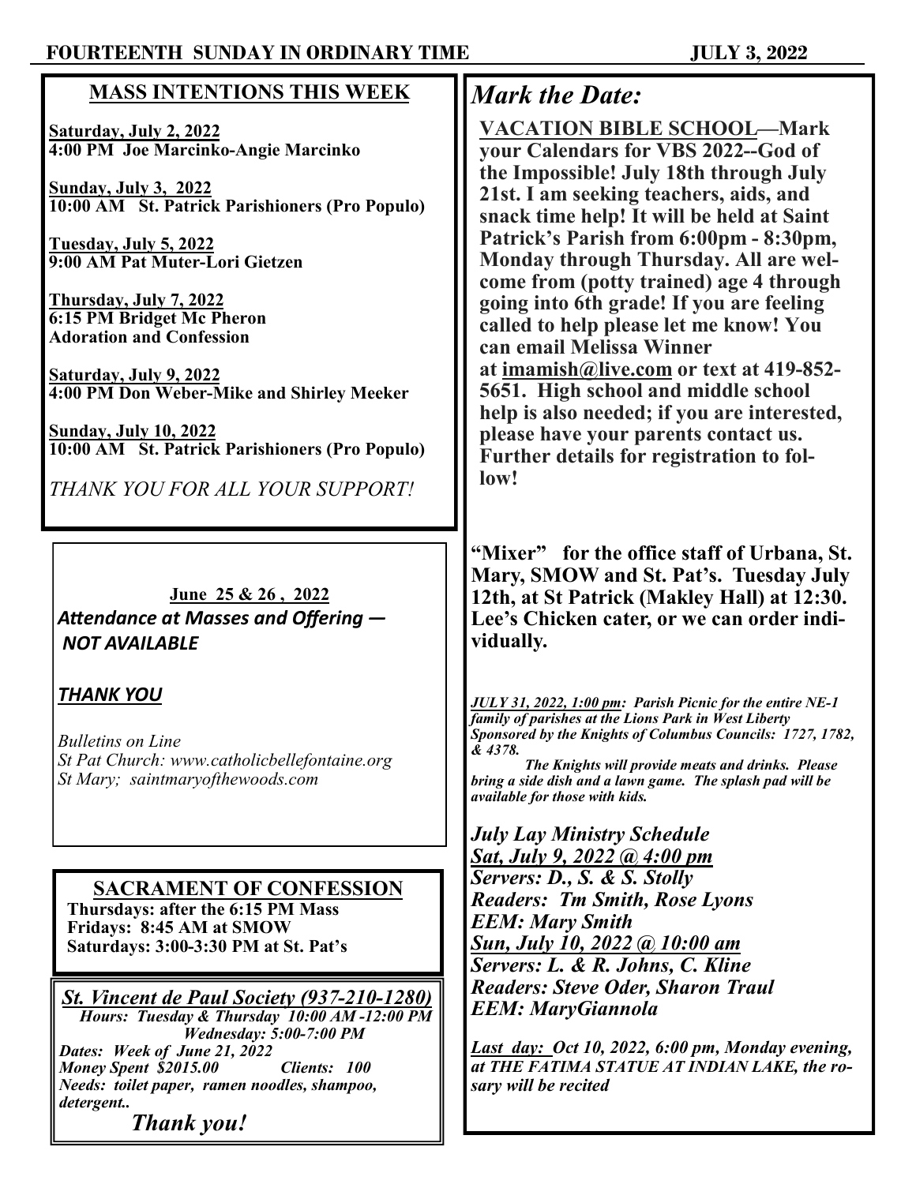**FOURTEENTH SUNDAY IN ORDINARY TIME** **JULY 3, 2022**

## MASS INTENTIONS THIS WEEK

**Saturday, July 2, 2022**
**4:00 PM Joe Marcinko-Angie Marcinko**

**Sunday, July 3, 2022**
**10:00 AM St. Patrick Parishioners (Pro Populo)**

**Tuesday, July 5, 2022**
**9:00 AM Pat Muter-Lori Gietzen**

**Thursday, July 7, 2022**
**6:15 PM Bridget Mc Pheron**
**Adoration and Confession**

**Saturday, July 9, 2022**
**4:00 PM Don Weber-Mike and Shirley Meeker**

**Sunday, July 10, 2022**
**10:00 AM St. Patrick Parishioners (Pro Populo)**

*THANK YOU FOR ALL YOUR SUPPORT!*

**June 25 & 26 , 2022**

***Attendance at Masses and Offering — NOT AVAILABLE***

***THANK YOU***

*Bulletins on Line*
*St Pat Church: www.catholicbellefontaine.org*
*St Mary; saintmaryofthewoods.com*

## SACRAMENT OF CONFESSION

**Thursdays: after the 6:15 PM Mass**
**Fridays: 8:45 AM at SMOW**
**Saturdays: 3:00-3:30 PM at St. Pat's**

***St. Vincent de Paul Society (937-210-1280)***

*Hours: Tuesday & Thursday 10:00 AM -12:00 PM*
*Wednesday: 5:00-7:00 PM*
*Dates: Week of June 21, 2022*
*Money Spent $2015.00 Clients: 100*
*Needs: toilet paper, ramen noodles, shampoo, detergent..*

***Thank you!***

## *Mark the Date:*

**VACATION BIBLE SCHOOL—Mark your Calendars for VBS 2022--God of the Impossible! July 18th through July 21st. I am seeking teachers, aids, and snack time help! It will be held at Saint Patrick's Parish from 6:00pm - 8:30pm, Monday through Thursday. All are welcome from (potty trained) age 4 through going into 6th grade! If you are feeling called to help please let me know! You can email Melissa Winner at imamish@live.com or text at 419-852-5651. High school and middle school help is also needed; if you are interested, please have your parents contact us. Further details for registration to follow!**

**"Mixer" for the office staff of Urbana, St. Mary, SMOW and St. Pat's. Tuesday July 12th, at St Patrick (Makley Hall) at 12:30. Lee's Chicken cater, or we can order individually.**

***JULY 31, 2022, 1:00 pm:* *Parish Picnic for the entire NE-1 family of parishes at the Lions Park in West Liberty Sponsored by the Knights of Columbus Councils: 1727, 1782, & 4378.***

***The Knights will provide meats and drinks. Please bring a side dish and a lawn game. The splash pad will be available for those with kids.***

***July Lay Ministry Schedule***

***Sat, July 9, 2022 @ 4:00 pm***
***Servers: D., S. & S. Stolly***
***Readers: Tm Smith, Rose Lyons***
***EEM: Mary Smith***

***Sun, July 10, 2022 @ 10:00 am***
***Servers: L. & R. Johns, C. Kline***
***Readers: Steve Oder, Sharon Traul***
***EEM: MaryGiannola***

***Last day:* *Oct 10, 2022, 6:00 pm, Monday evening, at THE FATIMA STATUE AT INDIAN LAKE, the rosary will be recited***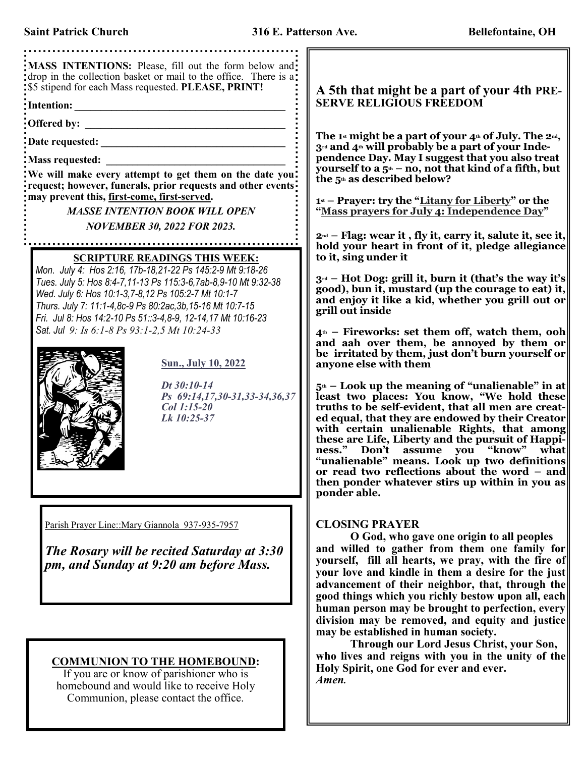Saint Patrick Church 316 E. Patterson Ave. Bellefontaine, OH

**MASS INTENTIONS:** Please, fill out the form below and drop in the collection basket or mail to the office. There is a $5 stipend for each Mass requested. **PLEASE, PRINT!**

**Intention:** ______________________________________

**Offered by:** ______________________________________

**Date requested:** ___________________________________

**Mass requested:** ___________________________________

**We will make every attempt to get them on the date you request; however, funerals, prior requests and other events may prevent this, first-come, first-served.**

***MASSE INTENTION BOOK WILL OPEN NOVEMBER 30, 2022 FOR 2023.***

**SCRIPTURE READINGS THIS WEEK:**

*Mon. July 4: Hos 2:16, 17b-18,21-22 Ps 145:2-9 Mt 9:18-26*
*Tues. July 5: Hos 8:4-7,11-13 Ps 115:3-6,7ab-8,9-10 Mt 9:32-38*
*Wed. July 6: Hos 10:1-3,7-8,12 Ps 105:2-7 Mt 10:1-7*
*Thurs. July 7: 11:1-4,8c-9 Ps 80:2ac,3b,15-16 Mt 10:7-15*
*Fri. Jul 8: Hos 14:2-10 Ps 51::3-4,8-9, 12-14,17 Mt 10:16-23*
*Sat. Jul 9: Is 6:1-8 Ps 93:1-2,5 Mt 10:24-33*

**Sun., July 10, 2022**

***Dt 30:10-14***
***Ps 69:14,17,30-31,33-34,36,37***
***Col 1:15-20***
***Lk 10:25-37***

Parish Prayer Line::Mary Giannola 937-935-7957

***The Rosary will be recited Saturday at 3:30 pm, and Sunday at 9:20 am before Mass.***

**COMMUNION TO THE HOMEBOUND:**

If you are or know of parishioner who is homebound and would like to receive Holy Communion, please contact the office.

## A 5th that might be a part of your 4th PRESERVE RELIGIOUS FREEDOM

**The 1st might be a part of your 4th of July. The 2nd, 3rd and 4th will probably be a part of your Independence Day. May I suggest that you also treat yourself to a 5th – no, not that kind of a fifth, but the 5th as described below?**

**1st – Prayer: try the "Litany for Liberty" or the "Mass prayers for July 4: Independence Day"**

**2nd – Flag: wear it , fly it, carry it, salute it, see it, hold your heart in front of it, pledge allegiance to it, sing under it**

**3rd – Hot Dog: grill it, burn it (that's the way it's good), bun it, mustard (up the courage to eat) it, and enjoy it like a kid, whether you grill out or grill out inside**

**4th – Fireworks: set them off, watch them, ooh and aah over them, be annoyed by them or be irritated by them, just don't burn yourself or anyone else with them**

**5th – Look up the meaning of "unalienable" in at least two places: You know, "We hold these truths to be self-evident, that all men are created equal, that they are endowed by their Creator with certain unalienable Rights, that among these are Life, Liberty and the pursuit of Happiness." Don't assume you "know" what "unalienable" means. Look up two definitions or read two reflections about the word – and then ponder whatever stirs up within in you as ponder able.**

**CLOSING PRAYER**

**O God, who gave one origin to all peoples and willed to gather from them one family for yourself, fill all hearts, we pray, with the fire of your love and kindle in them a desire for the just advancement of their neighbor, that, through the good things which you richly bestow upon all, each human person may be brought to perfection, every division may be removed, and equity and justice may be established in human society.**

**Through our Lord Jesus Christ, your Son, who lives and reigns with you in the unity of the Holy Spirit, one God for ever and ever.**

***Amen.***